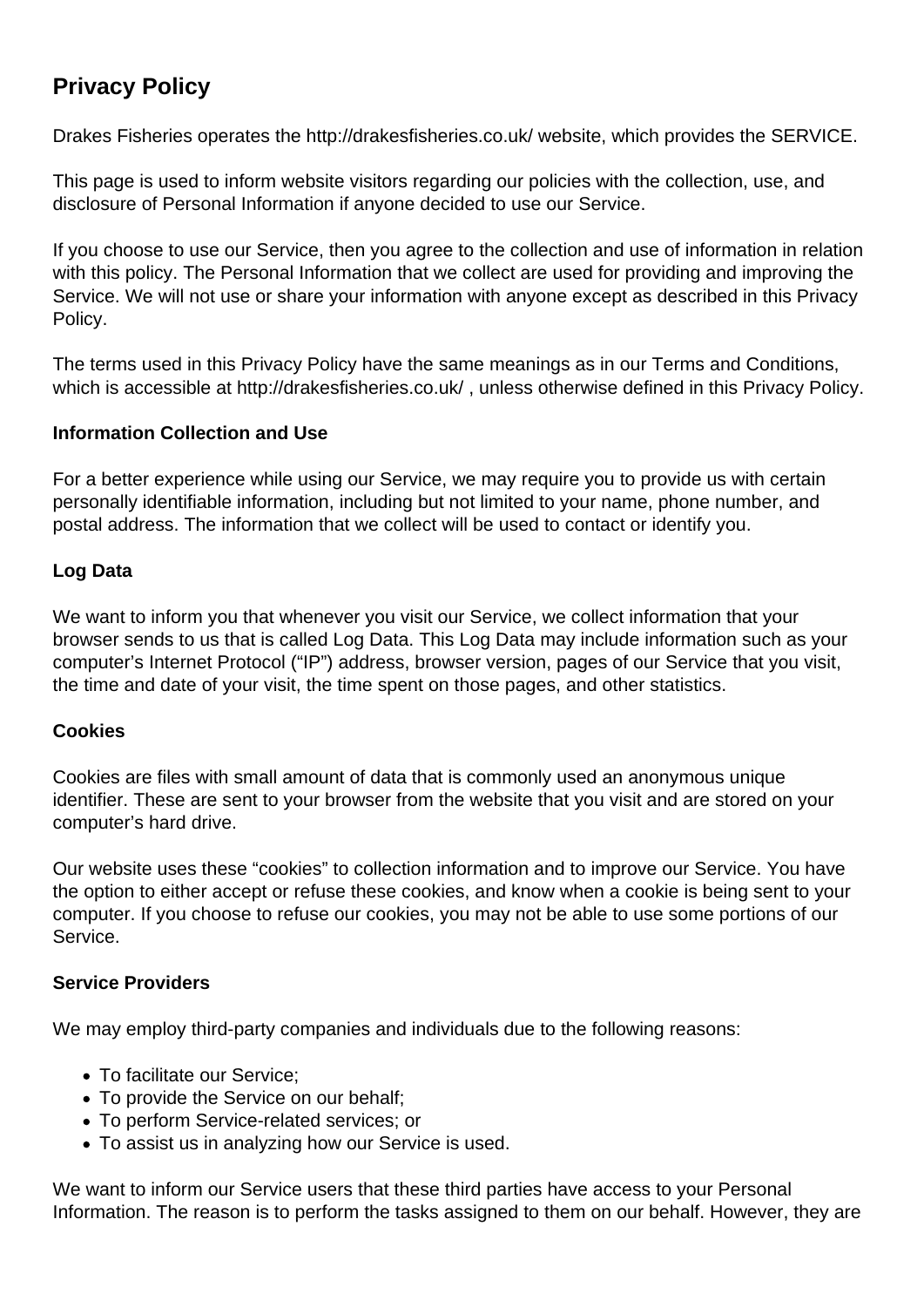# Privacy Policy

Drakes Fisheries operates the http://drakesfisheries.co.uk/ website, which provides the SERVICE.

This page is used to inform website visitors regarding our policies with the collection, use, and disclosure of Personal Information if anyone decided to use our Service.

If you choose to use our Service, then you agree to the collection and use of information in relation with this policy. The Personal Information that we collect are used for providing and improving the Service. We will not use or share your information with anyone except as described in this Privacy Policy.

The terms used in this Privacy Policy have the same meanings as in our Terms and Conditions, which is accessible at http://drakesfisheries.co.uk/ , unless otherwise defined in this Privacy Policy.

**Information Collection and Use**

For a better experience while using our Service, we may require you to provide us with certain personally identifiable information, including but not limited to your name, phone number, and postal address. The information that we collect will be used to contact or identify you.

**Log Data**

We want to inform you that whenever you visit our Service, we collect information that your browser sends to us that is called Log Data. This Log Data may include information such as your computer's Internet Protocol ("IP") address, browser version, pages of our Service that you visit, the time and date of your visit, the time spent on those pages, and other statistics.

**Cookies**

Cookies are files with small amount of data that is commonly used an anonymous unique identifier. These are sent to your browser from the website that you visit and are stored on your computer's hard drive.

Our website uses these "cookies" to collection information and to improve our Service. You have the option to either accept or refuse these cookies, and know when a cookie is being sent to your computer. If you choose to refuse our cookies, you may not be able to use some portions of our Service.

**Service Providers**

We may employ third-party companies and individuals due to the following reasons:

- To facilitate our Service;
- To provide the Service on our behalf;
- To perform Service-related services; or
- To assist us in analyzing how our Service is used.

We want to inform our Service users that these third parties have access to your Personal Information. The reason is to perform the tasks assigned to them on our behalf. However, they are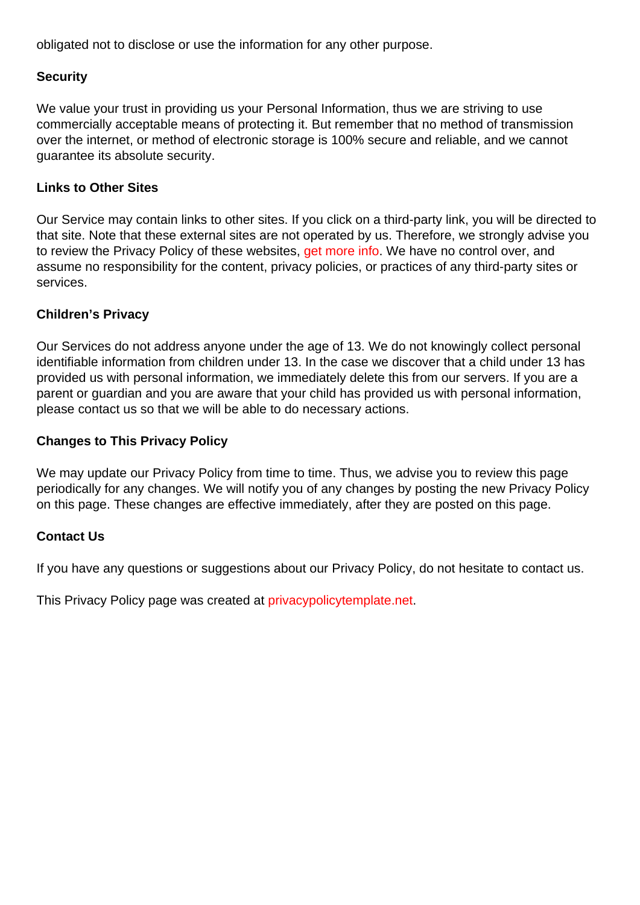obligated not to disclose or use the information for any other purpose.

**Security**

We value your trust in providing us your Personal Information, thus we are striving to use commercially acceptable means of protecting it. But remember that no method of transmission over the internet, or method of electronic storage is 100% secure and reliable, and we cannot guarantee its absolute security.

**Links to Other Sites**

Our Service may contain links to other sites. If you click on a third-party link, you will be directed to that site. Note that these external sites are not operated by us. Therefore, we strongly advise you to review the Privacy Policy of these websites, get more info. We have no control over, and assume no responsibility for the content, privacy policies, or practices of any third-party sites or services.

**Children's Privacy**

Our Services do not address anyone under the age of 13. We do not knowingly collect personal identifiable information from children under 13. In the case we discover that a child under 13 has provided us with personal information, we immediately delete this from our servers. If you are a parent or guardian and you are aware that your child has provided us with personal information, please contact us so that we will be able to do necessary actions.

**Changes to This Privacy Policy**

We may update our Privacy Policy from time to time. Thus, we advise you to review this page periodically for any changes. We will notify you of any changes by posting the new Privacy Policy on this page. These changes are effective immediately, after they are posted on this page.

**Contact Us**

If you have any questions or suggestions about our Privacy Policy, do not hesitate to contact us.

This Privacy Policy page was created at privacypolicytemplate.net.